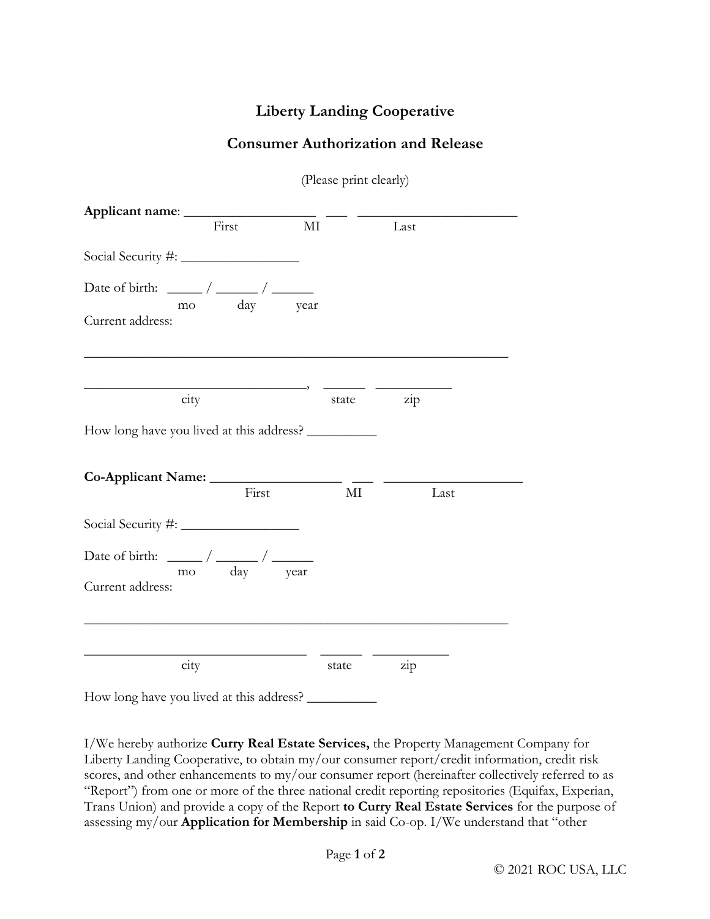# Liberty Landing Cooperative

## Consumer Authorization and Release

(Please print clearly)

**Applicant name**: ___________________ ___ _______________________
First MI Last

Social Security #: ________________

Date of birth: _____ / ______ / ______
mo day year

Current address:

_____________________________________________________________

_______________________________, ______ __________
city state zip

How long have you lived at this address? __________

**Co-Applicant Name:** __________________ ___ ____________________
First MI Last

Social Security #: ________________

Date of birth: _____ / ______ / ______
mo day year

Current address:

_____________________________________________________________

_______________________________ ______ __________
city state zip

How long have you lived at this address? __________

I/We hereby authorize **Curry Real Estate Services,** the Property Management Company for Liberty Landing Cooperative, to obtain my/our consumer report/credit information, credit risk scores, and other enhancements to my/our consumer report (hereinafter collectively referred to as "Report") from one or more of the three national credit reporting repositories (Equifax, Experian, Trans Union) and provide a copy of the Report **to Curry Real Estate Services** for the purpose of assessing my/our **Application for Membership** in said Co-op. I/We understand that "other

© 2021 ROC USA, LLC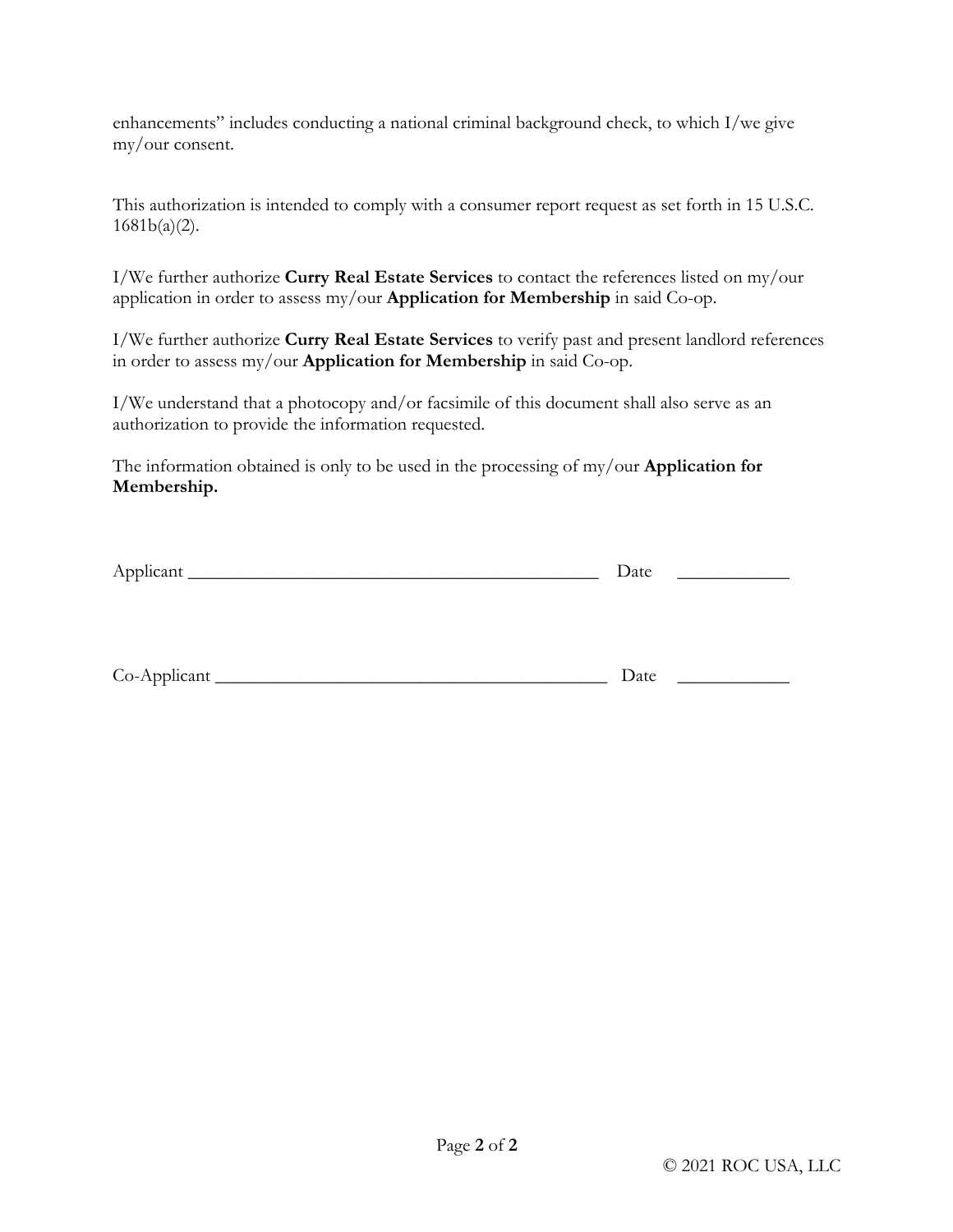enhancements" includes conducting a national criminal background check, to which I/we give my/our consent.

This authorization is intended to comply with a consumer report request as set forth in 15 U.S.C. 1681b(a)(2).

I/We further authorize **Curry Real Estate Services** to contact the references listed on my/our application in order to assess my/our **Application for Membership** in said Co-op.

I/We further authorize **Curry Real Estate Services** to verify past and present landlord references in order to assess my/our **Application for Membership** in said Co-op.

I/We understand that a photocopy and/or facsimile of this document shall also serve as an authorization to provide the information requested.

The information obtained is only to be used in the processing of my/our **Application for Membership.**

Applicant _______________________________________________ Date ____________

Co-Applicant ____________________________________________ Date ____________

© 2021 ROC USA, LLC